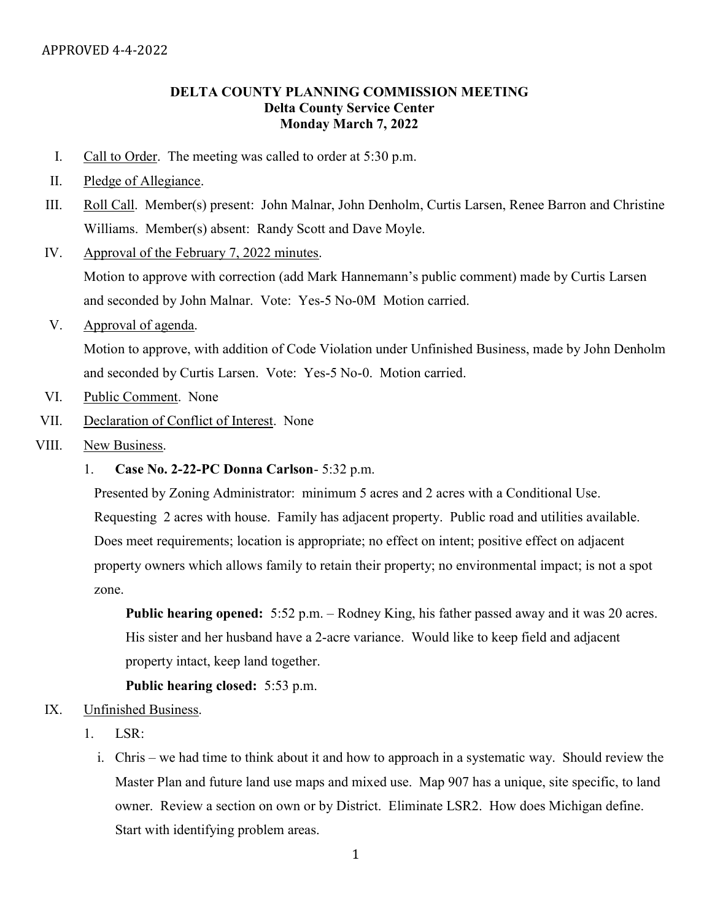APPROVED 4-4-2022

# DELTA COUNTY PLANNING COMMISSION MEETING
## Delta County Service Center
## Monday March 7, 2022

I. Call to Order. The meeting was called to order at 5:30 p.m.

II. Pledge of Allegiance.

III. Roll Call. Member(s) present: John Malnar, John Denholm, Curtis Larsen, Renee Barron and Christine Williams. Member(s) absent: Randy Scott and Dave Moyle.

IV. Approval of the February 7, 2022 minutes.
Motion to approve with correction (add Mark Hannemann's public comment) made by Curtis Larsen and seconded by John Malnar. Vote: Yes-5 No-0M Motion carried.

V. Approval of agenda.
Motion to approve, with addition of Code Violation under Unfinished Business, made by John Denholm and seconded by Curtis Larsen. Vote: Yes-5 No-0. Motion carried.

VI. Public Comment. None

VII. Declaration of Conflict of Interest. None

VIII. New Business.

1. **Case No. 2-22-PC Donna Carlson**- 5:32 p.m.
Presented by Zoning Administrator: minimum 5 acres and 2 acres with a Conditional Use. Requesting 2 acres with house. Family has adjacent property. Public road and utilities available. Does meet requirements; location is appropriate; no effect on intent; positive effect on adjacent property owners which allows family to retain their property; no environmental impact; is not a spot zone.

   **Public hearing opened:** 5:52 p.m. – Rodney King, his father passed away and it was 20 acres. His sister and her husband have a 2-acre variance. Would like to keep field and adjacent property intact, keep land together.

   **Public hearing closed:** 5:53 p.m.

IX. Unfinished Business.

1. LSR:

   i. Chris – we had time to think about it and how to approach in a systematic way. Should review the Master Plan and future land use maps and mixed use. Map 907 has a unique, site specific, to land owner. Review a section on own or by District. Eliminate LSR2. How does Michigan define. Start with identifying problem areas.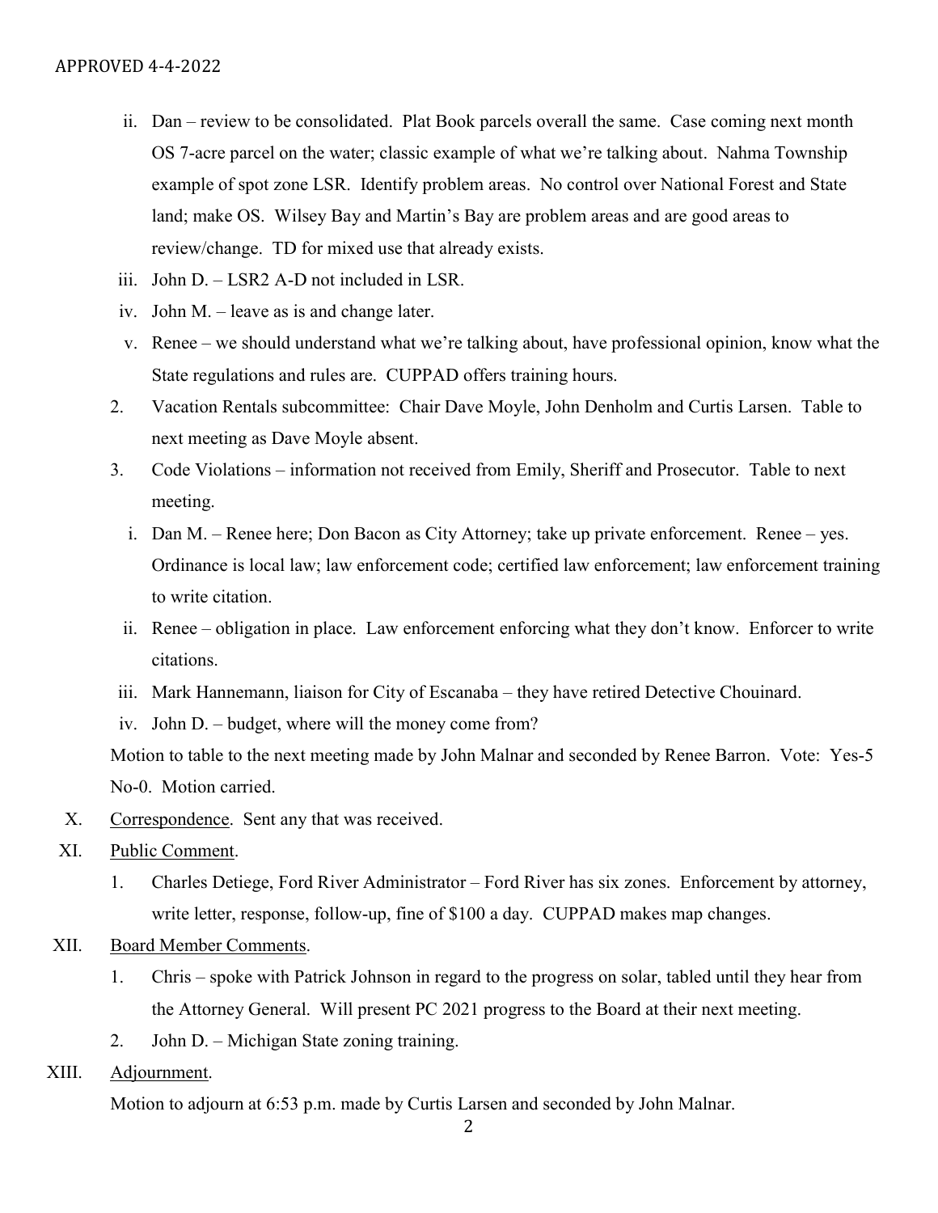APPROVED 4-4-2022

ii. Dan – review to be consolidated. Plat Book parcels overall the same. Case coming next month OS 7-acre parcel on the water; classic example of what we're talking about. Nahma Township example of spot zone LSR. Identify problem areas. No control over National Forest and State land; make OS. Wilsey Bay and Martin's Bay are problem areas and are good areas to review/change. TD for mixed use that already exists.

iii. John D. – LSR2 A-D not included in LSR.

iv. John M. – leave as is and change later.

v. Renee – we should understand what we're talking about, have professional opinion, know what the State regulations and rules are. CUPPAD offers training hours.

2. Vacation Rentals subcommittee: Chair Dave Moyle, John Denholm and Curtis Larsen. Table to next meeting as Dave Moyle absent.

3. Code Violations – information not received from Emily, Sheriff and Prosecutor. Table to next meeting.

   i. Dan M. – Renee here; Don Bacon as City Attorney; take up private enforcement. Renee – yes. Ordinance is local law; law enforcement code; certified law enforcement; law enforcement training to write citation.

   ii. Renee – obligation in place. Law enforcement enforcing what they don't know. Enforcer to write citations.

   iii. Mark Hannemann, liaison for City of Escanaba – they have retired Detective Chouinard.

   iv. John D. – budget, where will the money come from?

   Motion to table to the next meeting made by John Malnar and seconded by Renee Barron. Vote: Yes-5 No-0. Motion carried.

X. <u>Correspondence</u>. Sent any that was received.

XI. <u>Public Comment</u>.

1. Charles Detiege, Ford River Administrator – Ford River has six zones. Enforcement by attorney, write letter, response, follow-up, fine of $100 a day. CUPPAD makes map changes.

XII. <u>Board Member Comments</u>.

1. Chris – spoke with Patrick Johnson in regard to the progress on solar, tabled until they hear from the Attorney General. Will present PC 2021 progress to the Board at their next meeting.
2. John D. – Michigan State zoning training.

XIII. <u>Adjournment</u>.

Motion to adjourn at 6:53 p.m. made by Curtis Larsen and seconded by John Malnar.